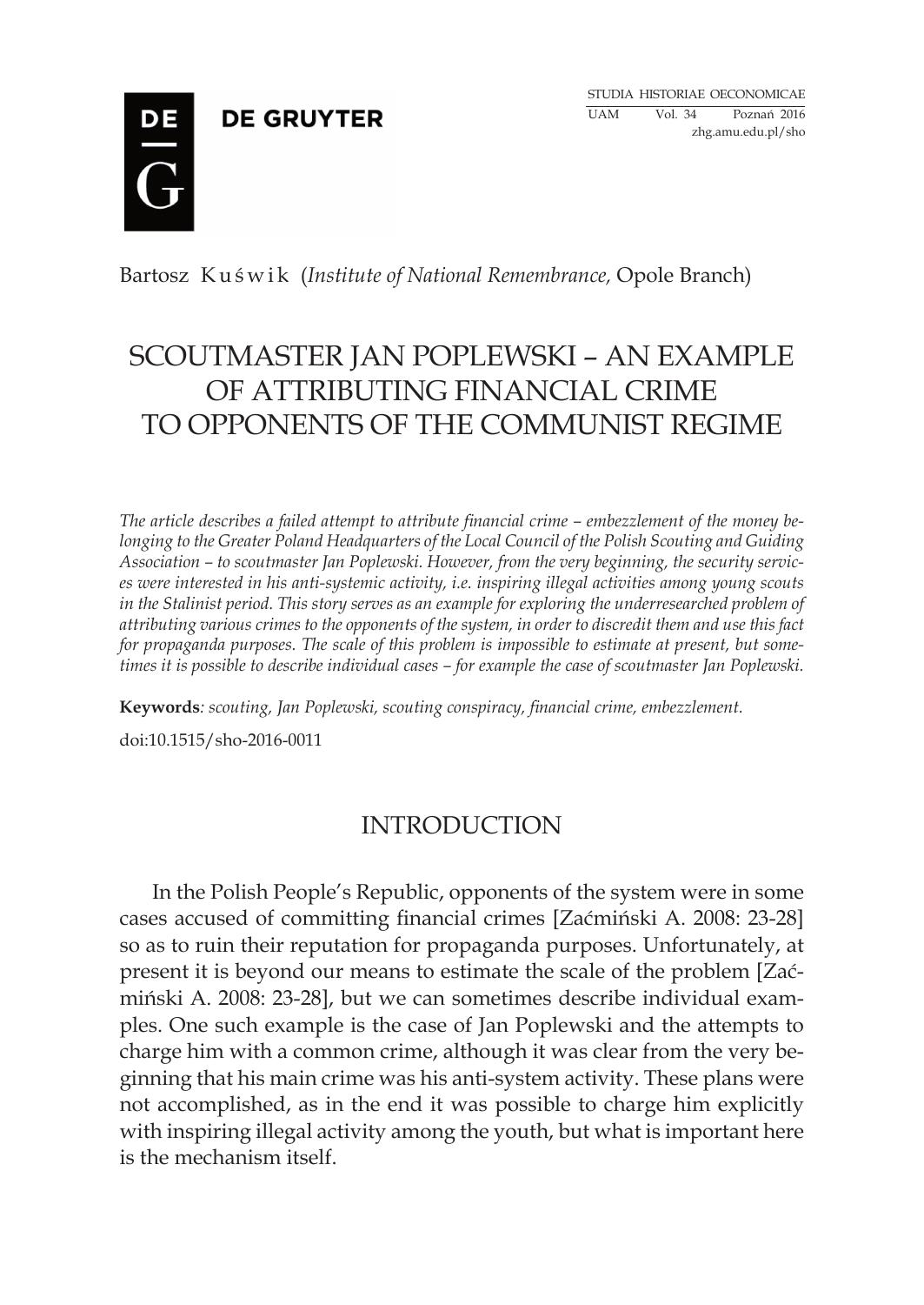Bartosz Kuświk (*Institute of National Remembrance*, Opole Branch)

# SCOUTMASTER JAN POPLEWSKI – AN EXAMPLE OF ATTRIBUTING FINANCIAL CRIME TO OPPONENTS OF THE COMMUNIST REGIME

*The article describes a failed attempt to attribute financial crime – embezzlement of the money belonging to the Greater Poland Headquarters of the Local Council of the Polish Scouting and Guiding Association – to scoutmaster Jan Poplewski. However, from the very beginning, the security services were interested in his anti-systemic activity, i.e. inspiring illegal activities among young scouts in the Stalinist period. This story serves as an example for exploring the underresearched problem of attributing various crimes to the opponents of the system, in order to discredit them and use this fact for propaganda purposes. The scale of this problem is impossible to estimate at present, but sometimes it is possible to describe individual cases – for example the case of scoutmaster Jan Poplewski.*

**Keywords**: *scouting, Jan Poplewski, scouting conspiracy, financial crime, embezzlement.*

doi:10.1515/sho-2016-0011

## INTRODUCTION

In the Polish People's Republic, opponents of the system were in some cases accused of committing financial crimes [Zaćmiński A. 2008: 23-28] so as to ruin their reputation for propaganda purposes. Unfortunately, at present it is beyond our means to estimate the scale of the problem [Zaćmiński A. 2008: 23-28], but we can sometimes describe individual examples. One such example is the case of Jan Poplewski and the attempts to charge him with a common crime, although it was clear from the very beginning that his main crime was his anti-system activity. These plans were not accomplished, as in the end it was possible to charge him explicitly with inspiring illegal activity among the youth, but what is important here is the mechanism itself.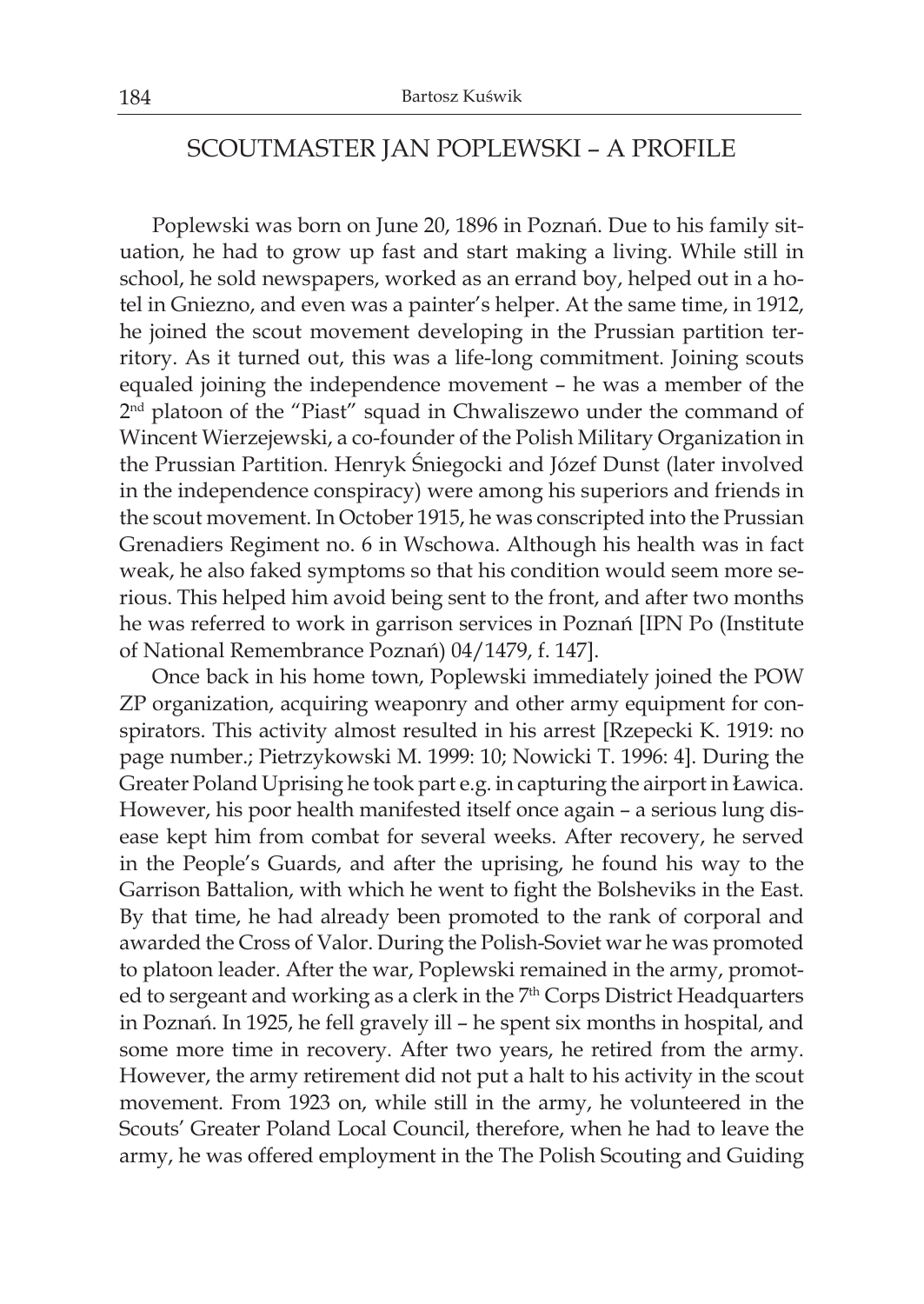## SCOUTMASTER JAN POPLEWSKI – A PROFILE

Poplewski was born on June 20, 1896 in Poznań. Due to his family situation, he had to grow up fast and start making a living. While still in school, he sold newspapers, worked as an errand boy, helped out in a hotel in Gniezno, and even was a painter's helper. At the same time, in 1912, he joined the scout movement developing in the Prussian partition territory. As it turned out, this was a life-long commitment. Joining scouts equaled joining the independence movement – he was a member of the 2nd platoon of the "Piast" squad in Chwaliszewo under the command of Wincent Wierzejewski, a co-founder of the Polish Military Organization in the Prussian Partition. Henryk Śniegocki and Józef Dunst (later involved in the independence conspiracy) were among his superiors and friends in the scout movement. In October 1915, he was conscripted into the Prussian Grenadiers Regiment no. 6 in Wschowa. Although his health was in fact weak, he also faked symptoms so that his condition would seem more serious. This helped him avoid being sent to the front, and after two months he was referred to work in garrison services in Poznań [IPN Po (Institute of National Remembrance Poznań) 04/1479, f. 147].

Once back in his home town, Poplewski immediately joined the POW ZP organization, acquiring weaponry and other army equipment for conspirators. This activity almost resulted in his arrest [Rzepecki K. 1919: no page number.; Pietrzykowski M. 1999: 10; Nowicki T. 1996: 4]. During the Greater Poland Uprising he took part e.g. in capturing the airport in Ławica. However, his poor health manifested itself once again – a serious lung disease kept him from combat for several weeks. After recovery, he served in the People's Guards, and after the uprising, he found his way to the Garrison Battalion, with which he went to fight the Bolsheviks in the East. By that time, he had already been promoted to the rank of corporal and awarded the Cross of Valor. During the Polish-Soviet war he was promoted to platoon leader. After the war, Poplewski remained in the army, promoted to sergeant and working as a clerk in the 7th Corps District Headquarters in Poznań. In 1925, he fell gravely ill – he spent six months in hospital, and some more time in recovery. After two years, he retired from the army. However, the army retirement did not put a halt to his activity in the scout movement. From 1923 on, while still in the army, he volunteered in the Scouts' Greater Poland Local Council, therefore, when he had to leave the army, he was offered employment in the The Polish Scouting and Guiding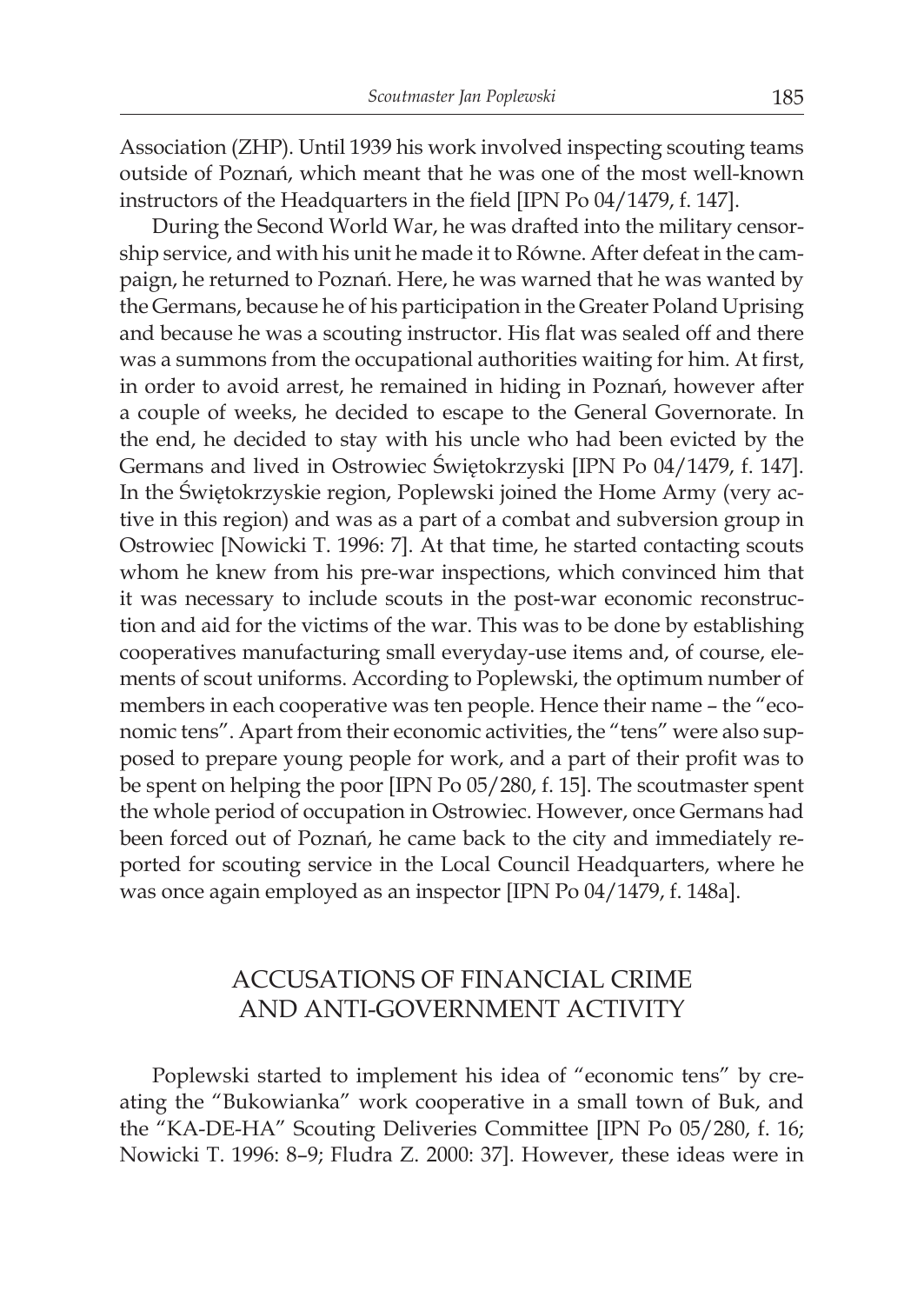Association (ZHP). Until 1939 his work involved inspecting scouting teams outside of Poznań, which meant that he was one of the most well-known instructors of the Headquarters in the field [IPN Po 04/1479, f. 147].

During the Second World War, he was drafted into the military censorship service, and with his unit he made it to Równe. After defeat in the campaign, he returned to Poznań. Here, he was warned that he was wanted by the Germans, because he of his participation in the Greater Poland Uprising and because he was a scouting instructor. His flat was sealed off and there was a summons from the occupational authorities waiting for him. At first, in order to avoid arrest, he remained in hiding in Poznań, however after a couple of weeks, he decided to escape to the General Governorate. In the end, he decided to stay with his uncle who had been evicted by the Germans and lived in Ostrowiec Świętokrzyski [IPN Po 04/1479, f. 147]. In the Świętokrzyskie region, Poplewski joined the Home Army (very active in this region) and was as a part of a combat and subversion group in Ostrowiec [Nowicki T. 1996: 7]. At that time, he started contacting scouts whom he knew from his pre-war inspections, which convinced him that it was necessary to include scouts in the post-war economic reconstruction and aid for the victims of the war. This was to be done by establishing cooperatives manufacturing small everyday-use items and, of course, elements of scout uniforms. According to Poplewski, the optimum number of members in each cooperative was ten people. Hence their name – the "economic tens". Apart from their economic activities, the "tens" were also supposed to prepare young people for work, and a part of their profit was to be spent on helping the poor [IPN Po 05/280, f. 15]. The scoutmaster spent the whole period of occupation in Ostrowiec. However, once Germans had been forced out of Poznań, he came back to the city and immediately reported for scouting service in the Local Council Headquarters, where he was once again employed as an inspector [IPN Po 04/1479, f. 148a].

## ACCUSATIONS OF FINANCIAL CRIME AND ANTI-GOVERNMENT ACTIVITY

Poplewski started to implement his idea of "economic tens" by creating the "Bukowianka" work cooperative in a small town of Buk, and the "KA-DE-HA" Scouting Deliveries Committee [IPN Po 05/280, f. 16; Nowicki T. 1996: 8–9; Fludra Z. 2000: 37]. However, these ideas were in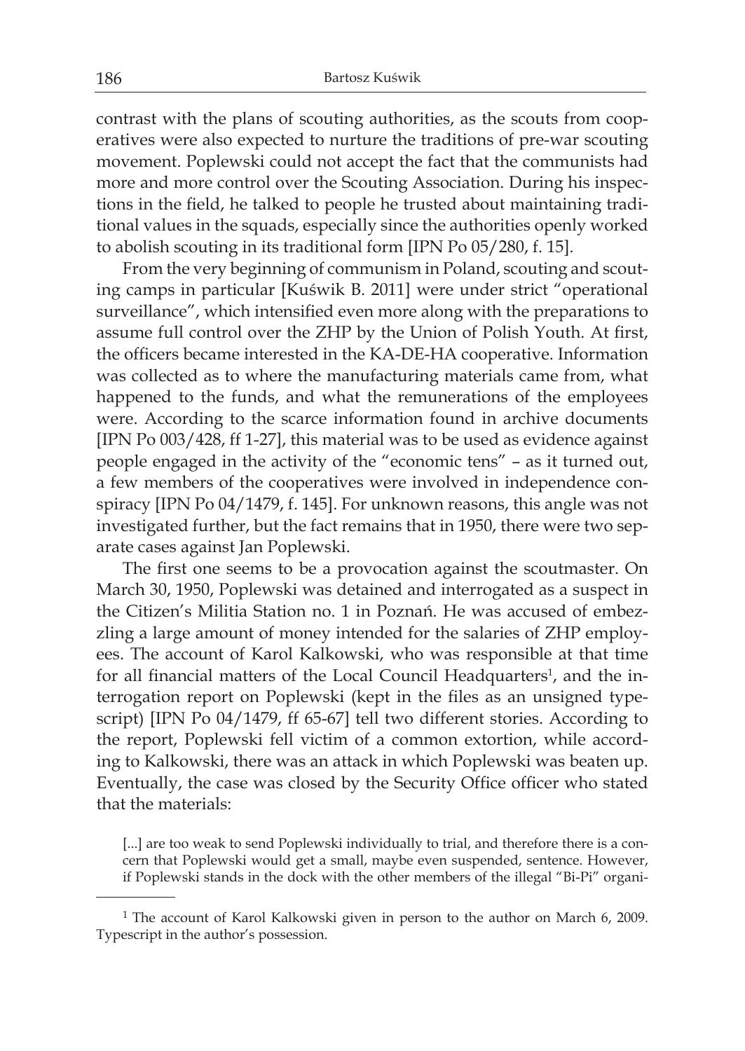contrast with the plans of scouting authorities, as the scouts from cooperatives were also expected to nurture the traditions of pre-war scouting movement. Poplewski could not accept the fact that the communists had more and more control over the Scouting Association. During his inspections in the field, he talked to people he trusted about maintaining traditional values in the squads, especially since the authorities openly worked to abolish scouting in its traditional form [IPN Po 05/280, f. 15].

From the very beginning of communism in Poland, scouting and scouting camps in particular [Kuświk B. 2011] were under strict "operational surveillance", which intensified even more along with the preparations to assume full control over the ZHP by the Union of Polish Youth. At first, the officers became interested in the KA-DE-HA cooperative. Information was collected as to where the manufacturing materials came from, what happened to the funds, and what the remunerations of the employees were. According to the scarce information found in archive documents [IPN Po 003/428, ff 1-27], this material was to be used as evidence against people engaged in the activity of the "economic tens" – as it turned out, a few members of the cooperatives were involved in independence conspiracy [IPN Po 04/1479, f. 145]. For unknown reasons, this angle was not investigated further, but the fact remains that in 1950, there were two separate cases against Jan Poplewski.

The first one seems to be a provocation against the scoutmaster. On March 30, 1950, Poplewski was detained and interrogated as a suspect in the Citizen's Militia Station no. 1 in Poznań. He was accused of embezzling a large amount of money intended for the salaries of ZHP employees. The account of Karol Kalkowski, who was responsible at that time for all financial matters of the Local Council Headquarters[1], and the interrogation report on Poplewski (kept in the files as an unsigned typescript) [IPN Po 04/1479, ff 65-67] tell two different stories. According to the report, Poplewski fell victim of a common extortion, while according to Kalkowski, there was an attack in which Poplewski was beaten up. Eventually, the case was closed by the Security Office officer who stated that the materials:

> [...] are too weak to send Poplewski individually to trial, and therefore there is a concern that Poplewski would get a small, maybe even suspended, sentence. However, if Poplewski stands in the dock with the other members of the illegal "Bi-Pi" organi-

---

[1] The account of Karol Kalkowski given in person to the author on March 6, 2009. Typescript in the author's possession.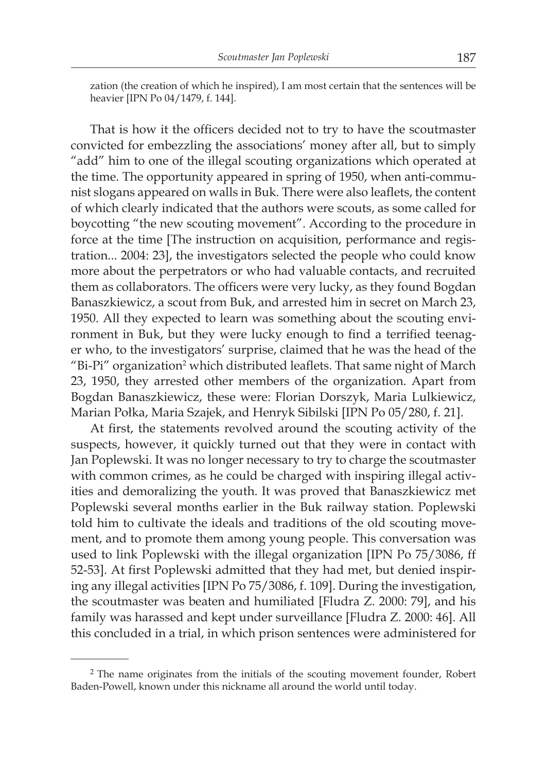zation (the creation of which he inspired), I am most certain that the sentences will be heavier [IPN Po 04/1479, f. 144].

That is how it the officers decided not to try to have the scoutmaster convicted for embezzling the associations' money after all, but to simply "add" him to one of the illegal scouting organizations which operated at the time. The opportunity appeared in spring of 1950, when anti-communist slogans appeared on walls in Buk. There were also leaflets, the content of which clearly indicated that the authors were scouts, as some called for boycotting "the new scouting movement". According to the procedure in force at the time [The instruction on acquisition, performance and registration... 2004: 23], the investigators selected the people who could know more about the perpetrators or who had valuable contacts, and recruited them as collaborators. The officers were very lucky, as they found Bogdan Banaszkiewicz, a scout from Buk, and arrested him in secret on March 23, 1950. All they expected to learn was something about the scouting environment in Buk, but they were lucky enough to find a terrified teenager who, to the investigators' surprise, claimed that he was the head of the "Bi-Pi" organization[2] which distributed leaflets. That same night of March 23, 1950, they arrested other members of the organization. Apart from Bogdan Banaszkiewicz, these were: Florian Dorszyk, Maria Lulkiewicz, Marian Połka, Maria Szajek, and Henryk Sibilski [IPN Po 05/280, f. 21].

At first, the statements revolved around the scouting activity of the suspects, however, it quickly turned out that they were in contact with Jan Poplewski. It was no longer necessary to try to charge the scoutmaster with common crimes, as he could be charged with inspiring illegal activities and demoralizing the youth. It was proved that Banaszkiewicz met Poplewski several months earlier in the Buk railway station. Poplewski told him to cultivate the ideals and traditions of the old scouting movement, and to promote them among young people. This conversation was used to link Poplewski with the illegal organization [IPN Po 75/3086, ff 52-53]. At first Poplewski admitted that they had met, but denied inspiring any illegal activities [IPN Po 75/3086, f. 109]. During the investigation, the scoutmaster was beaten and humiliated [Fludra Z. 2000: 79], and his family was harassed and kept under surveillance [Fludra Z. 2000: 46]. All this concluded in a trial, in which prison sentences were administered for

[2] The name originates from the initials of the scouting movement founder, Robert Baden-Powell, known under this nickname all around the world until today.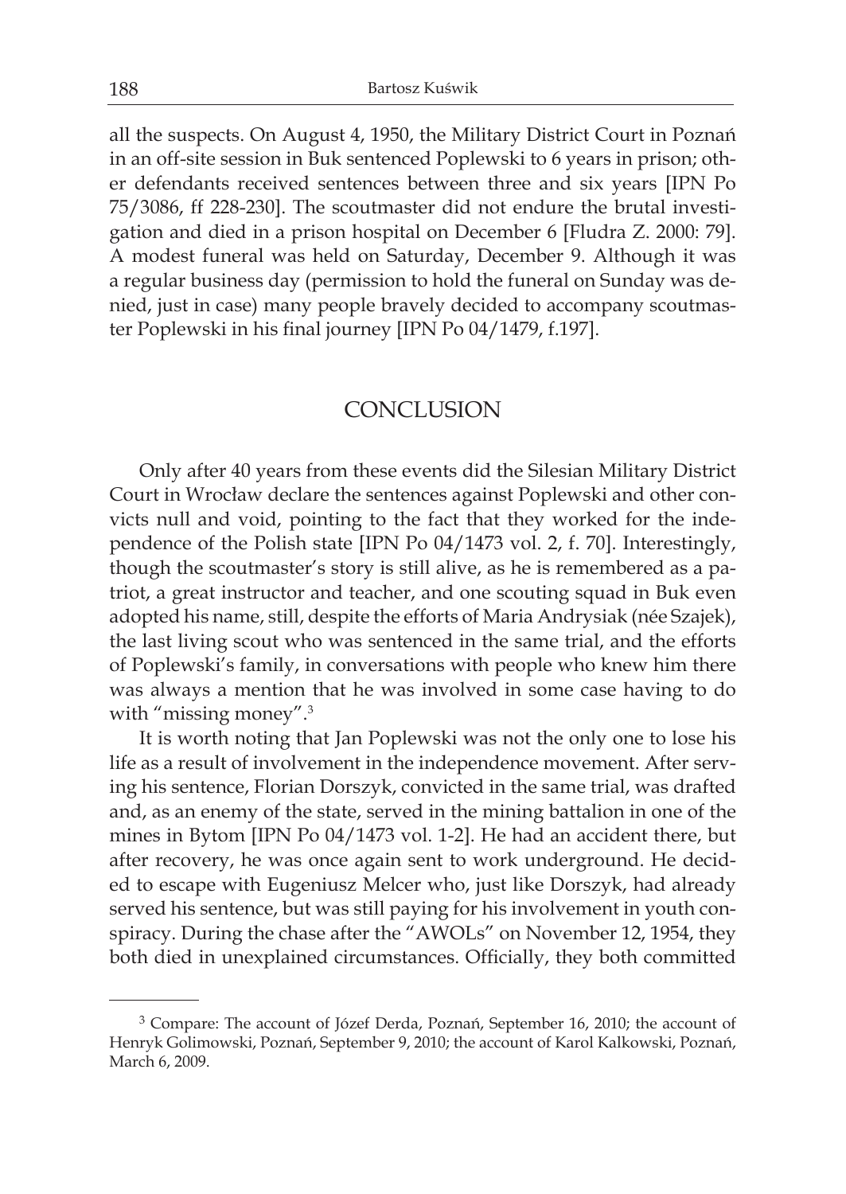all the suspects. On August 4, 1950, the Military District Court in Poznań in an off-site session in Buk sentenced Poplewski to 6 years in prison; other defendants received sentences between three and six years [IPN Po 75/3086, ff 228-230]. The scoutmaster did not endure the brutal investigation and died in a prison hospital on December 6 [Fludra Z. 2000: 79]. A modest funeral was held on Saturday, December 9. Although it was a regular business day (permission to hold the funeral on Sunday was denied, just in case) many people bravely decided to accompany scoutmaster Poplewski in his final journey [IPN Po 04/1479, f.197].

## CONCLUSION

Only after 40 years from these events did the Silesian Military District Court in Wrocław declare the sentences against Poplewski and other convicts null and void, pointing to the fact that they worked for the independence of the Polish state [IPN Po 04/1473 vol. 2, f. 70]. Interestingly, though the scoutmaster's story is still alive, as he is remembered as a patriot, a great instructor and teacher, and one scouting squad in Buk even adopted his name, still, despite the efforts of Maria Andrysiak (née Szajek), the last living scout who was sentenced in the same trial, and the efforts of Poplewski's family, in conversations with people who knew him there was always a mention that he was involved in some case having to do with "missing money".[3]

It is worth noting that Jan Poplewski was not the only one to lose his life as a result of involvement in the independence movement. After serving his sentence, Florian Dorszyk, convicted in the same trial, was drafted and, as an enemy of the state, served in the mining battalion in one of the mines in Bytom [IPN Po 04/1473 vol. 1-2]. He had an accident there, but after recovery, he was once again sent to work underground. He decided to escape with Eugeniusz Melcer who, just like Dorszyk, had already served his sentence, but was still paying for his involvement in youth conspiracy. During the chase after the "AWOLs" on November 12, 1954, they both died in unexplained circumstances. Officially, they both committed

---

[3] Compare: The account of Józef Derda, Poznań, September 16, 2010; the account of Henryk Golimowski, Poznań, September 9, 2010; the account of Karol Kalkowski, Poznań, March 6, 2009.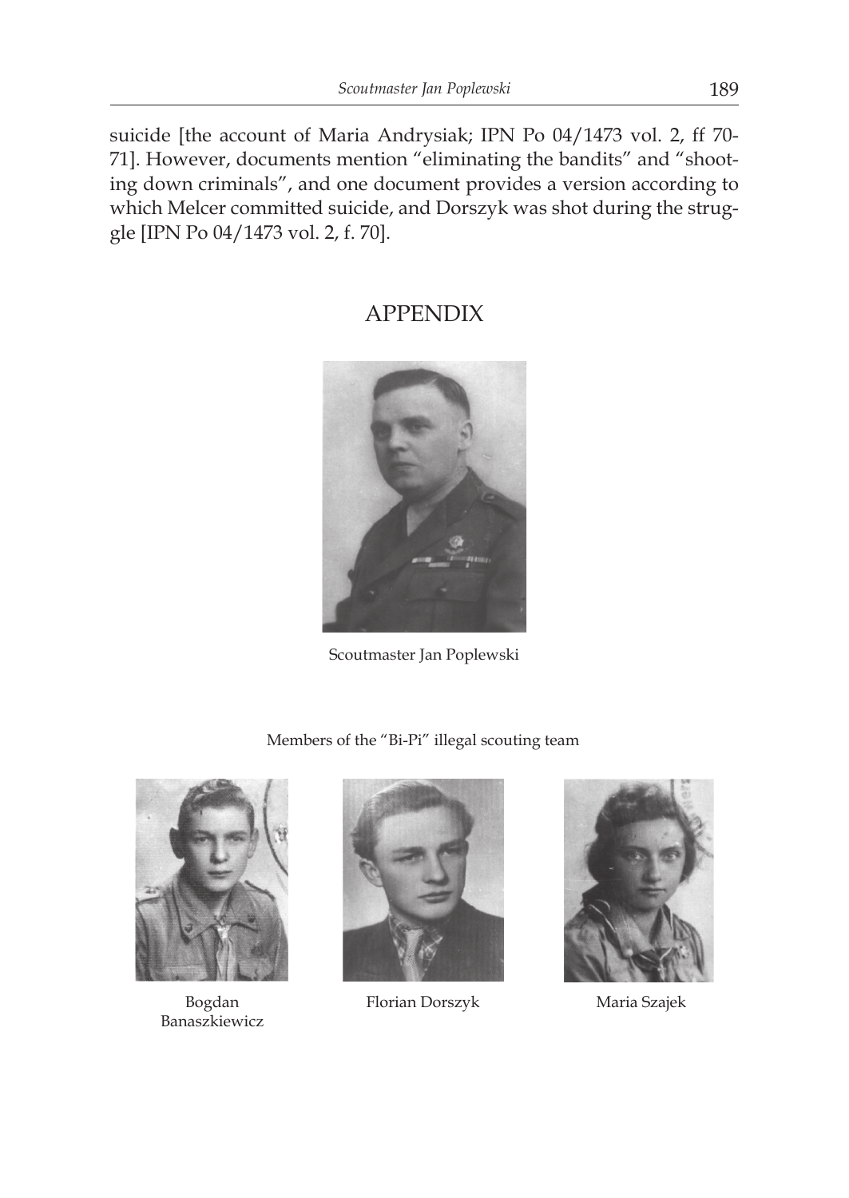suicide [the account of Maria Andrysiak; IPN Po 04/1473 vol. 2, ff 70-71]. However, documents mention "eliminating the bandits" and "shooting down criminals", and one document provides a version according to which Melcer committed suicide, and Dorszyk was shot during the struggle [IPN Po 04/1473 vol. 2, f. 70].

## APPENDIX

Scoutmaster Jan Poplewski

Members of the "Bi-Pi" illegal scouting team

Bogdan Banaszkiewicz

Florian Dorszyk

Maria Szajek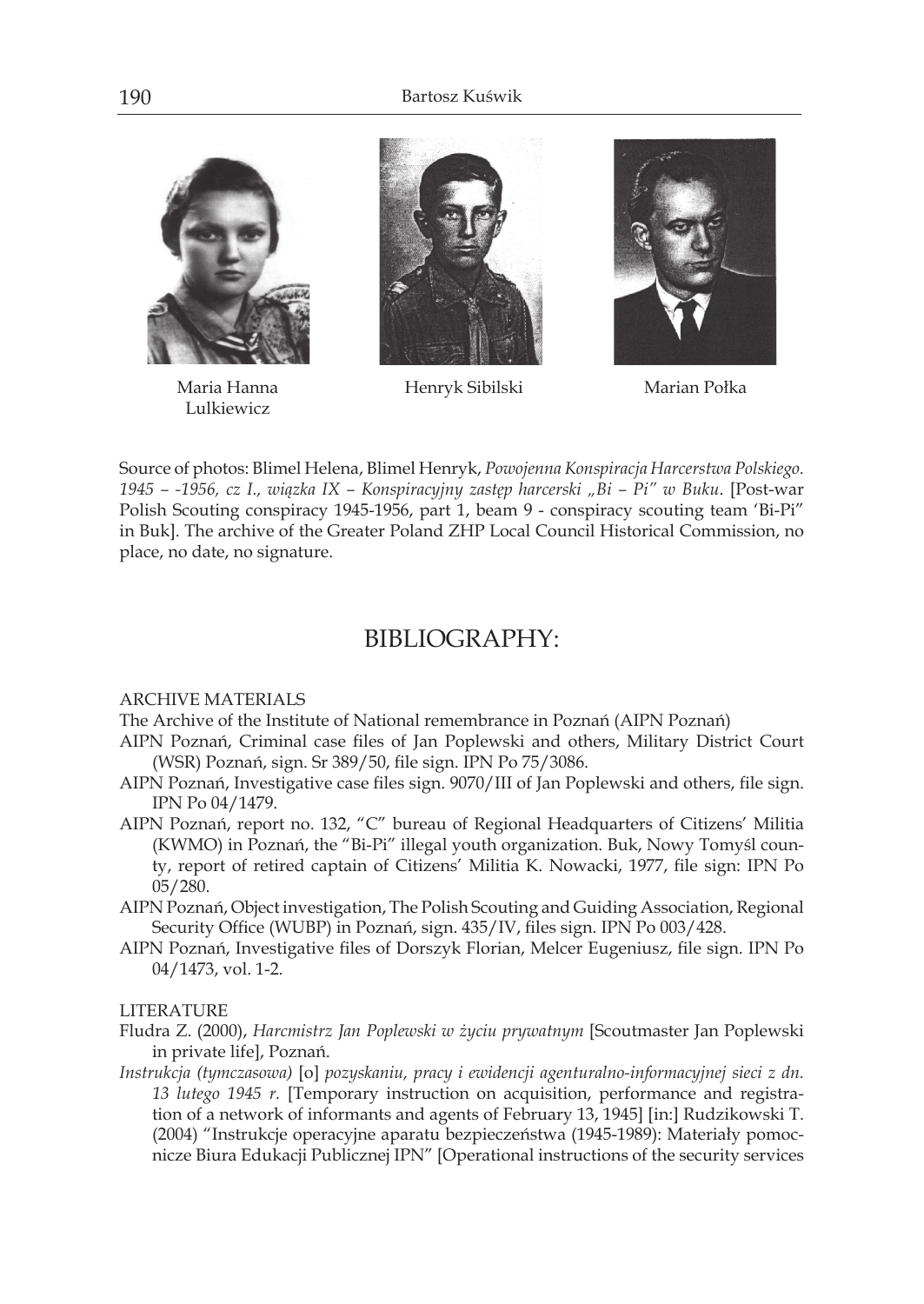Maria Hanna Lulkiewicz

Henryk Sibilski

Marian Połka

Source of photos: Blimel Helena, Blimel Henryk, *Powojenna Konspiracja Harcerstwa Polskiego. 1945 – -1956, cz I., wiązka IX – Konspiracyjny zastęp harcerski „Bi – Pi" w Buku*. [Post-war Polish Scouting conspiracy 1945-1956, part 1, beam 9 - conspiracy scouting team 'Bi-Pi" in Buk]. The archive of the Greater Poland ZHP Local Council Historical Commission, no place, no date, no signature.

## BIBLIOGRAPHY:

ARCHIVE MATERIALS

The Archive of the Institute of National remembrance in Poznań (AIPN Poznań)

AIPN Poznań, Criminal case files of Jan Poplewski and others, Military District Court (WSR) Poznań, sign. Sr 389/50, file sign. IPN Po 75/3086.

AIPN Poznań, Investigative case files sign. 9070/III of Jan Poplewski and others, file sign. IPN Po 04/1479.

AIPN Poznań, report no. 132, "C" bureau of Regional Headquarters of Citizens' Militia (KWMO) in Poznań, the "Bi-Pi" illegal youth organization. Buk, Nowy Tomyśl county, report of retired captain of Citizens' Militia K. Nowacki, 1977, file sign: IPN Po 05/280.

AIPN Poznań, Object investigation, The Polish Scouting and Guiding Association, Regional Security Office (WUBP) in Poznań, sign. 435/IV, files sign. IPN Po 003/428.

AIPN Poznań, Investigative files of Dorszyk Florian, Melcer Eugeniusz, file sign. IPN Po 04/1473, vol. 1-2.

LITERATURE

Fludra Z. (2000), *Harcmistrz Jan Poplewski w życiu prywatnym* [Scoutmaster Jan Poplewski in private life], Poznań.

*Instrukcja (tymczasowa)* [o] *pozyskaniu, pracy i ewidencji agenturalno-informacyjnej sieci z dn. 13 lutego 1945 r.* [Temporary instruction on acquisition, performance and registration of a network of informants and agents of February 13, 1945] [in:] Rudzikowski T. (2004) "Instrukcje operacyjne aparatu bezpieczeństwa (1945-1989): Materiały pomocnicze Biura Edukacji Publicznej IPN" [Operational instructions of the security services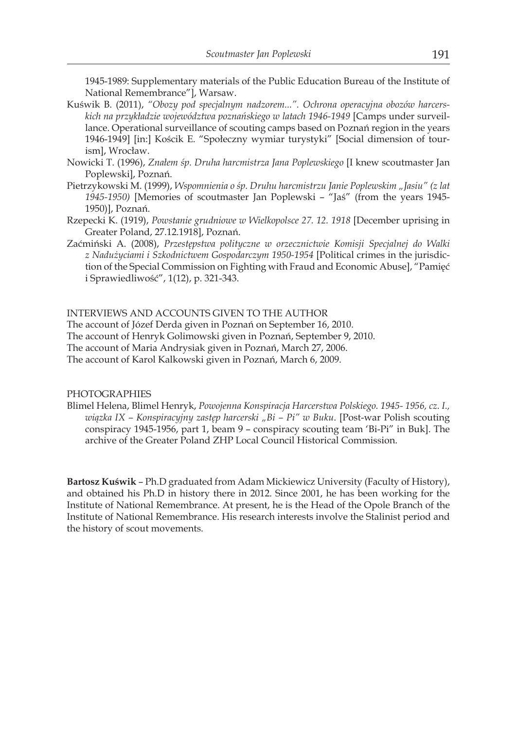1945-1989: Supplementary materials of the Public Education Bureau of the Institute of National Remembrance"], Warsaw.

Kuświk B. (2011), *"Obozy pod specjalnym nadzorem...". Ochrona operacyjna obozów harcerskich na przykładzie województwa poznańskiego w latach 1946-1949* [Camps under surveillance. Operational surveillance of scouting camps based on Poznań region in the years 1946-1949] [in:] Kościk E. "Społeczny wymiar turystyki" [Social dimension of tourism], Wrocław.

Nowicki T. (1996), *Znałem śp. Druha harcmistrza Jana Poplewskiego* [I knew scoutmaster Jan Poplewski], Poznań.

Pietrzykowski M. (1999), *Wspomnienia o śp. Druhu harcmistrzu Janie Poplewskim „Jasiu" (z lat 1945-1950)* [Memories of scoutmaster Jan Poplewski – "Jaś" (from the years 1945-1950)], Poznań.

Rzepecki K. (1919), *Powstanie grudniowe w Wielkopolsce 27. 12. 1918* [December uprising in Greater Poland, 27.12.1918], Poznań.

Zaćmiński A. (2008), *Przestępstwa polityczne w orzecznictwie Komisji Specjalnej do Walki z Nadużyciami i Szkodnictwem Gospodarczym 1950-1954* [Political crimes in the jurisdiction of the Special Commission on Fighting with Fraud and Economic Abuse], "Pamięć i Sprawiedliwość", 1(12), p. 321-343.

## INTERVIEWS AND ACCOUNTS GIVEN TO THE AUTHOR

The account of Józef Derda given in Poznań on September 16, 2010.
The account of Henryk Golimowski given in Poznań, September 9, 2010.
The account of Maria Andrysiak given in Poznań, March 27, 2006.
The account of Karol Kalkowski given in Poznań, March 6, 2009.

## PHOTOGRAPHIES

Blimel Helena, Blimel Henryk, *Powojenna Konspiracja Harcerstwa Polskiego. 1945- 1956, cz. I., wiązka IX – Konspiracyjny zastęp harcerski „Bi – Pi" w Buku*. [Post-war Polish scouting conspiracy 1945-1956, part 1, beam 9 – conspiracy scouting team 'Bi-Pi" in Buk]. The archive of the Greater Poland ZHP Local Council Historical Commission.

**Bartosz Kuświk** – Ph.D graduated from Adam Mickiewicz University (Faculty of History), and obtained his Ph.D in history there in 2012. Since 2001, he has been working for the Institute of National Remembrance. At present, he is the Head of the Opole Branch of the Institute of National Remembrance. His research interests involve the Stalinist period and the history of scout movements.